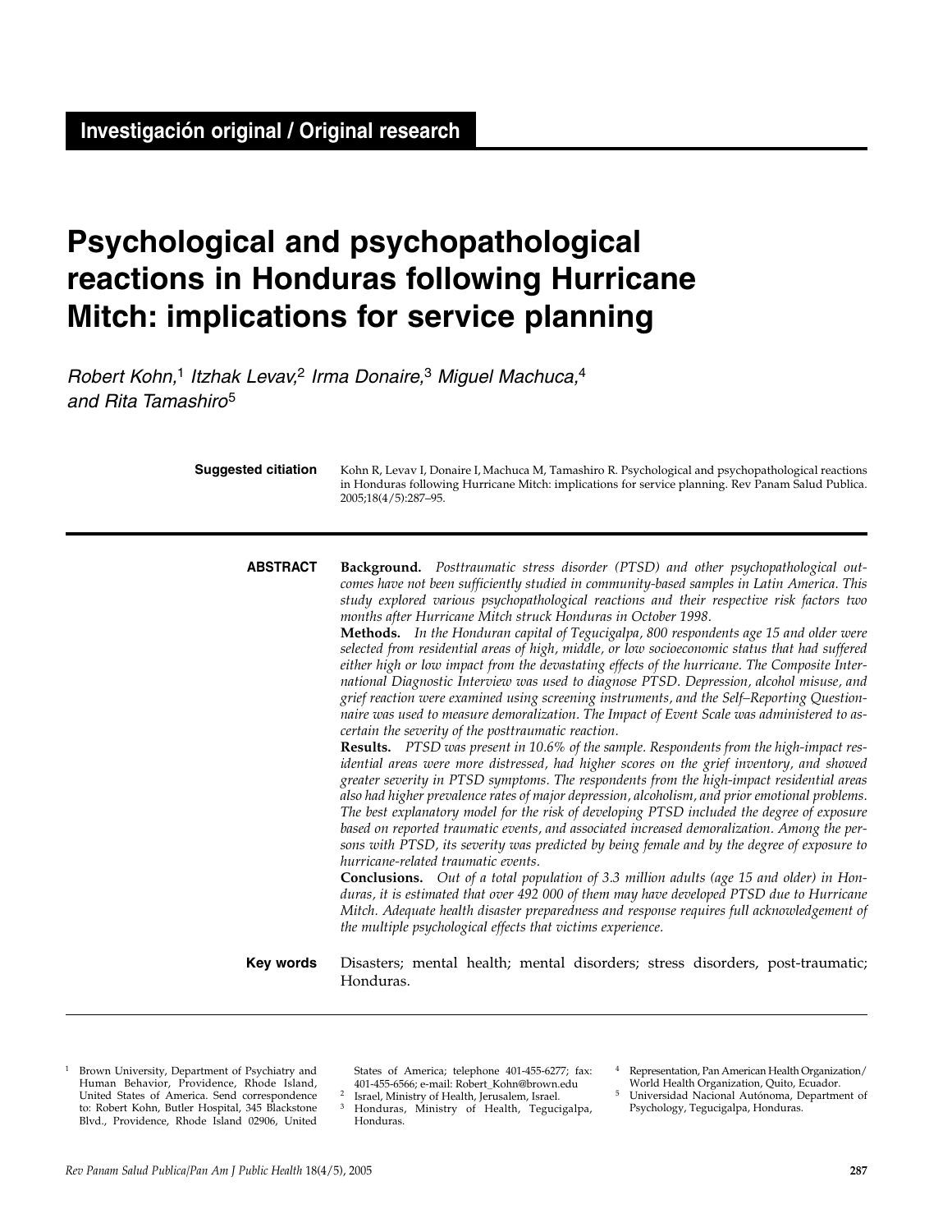**Investigación original / Original research**

# Psychological and psychopathological reactions in Honduras following Hurricane Mitch: implications for service planning

*Robert Kohn,[1] Itzhak Levav,[2] Irma Donaire,[3] Miguel Machuca,[4] and Rita Tamashiro[5]*

**Suggested citiation** Kohn R, Levav I, Donaire I, Machuca M, Tamashiro R. Psychological and psychopathological reactions in Honduras following Hurricane Mitch: implications for service planning. Rev Panam Salud Publica. 2005;18(4/5):287–95.

**ABSTRACT**

**Background.** *Posttraumatic stress disorder (PTSD) and other psychopathological outcomes have not been sufficiently studied in community-based samples in Latin America. This study explored various psychopathological reactions and their respective risk factors two months after Hurricane Mitch struck Honduras in October 1998.*

**Methods.** *In the Honduran capital of Tegucigalpa, 800 respondents age 15 and older were selected from residential areas of high, middle, or low socioeconomic status that had suffered either high or low impact from the devastating effects of the hurricane. The Composite International Diagnostic Interview was used to diagnose PTSD. Depression, alcohol misuse, and grief reaction were examined using screening instruments, and the Self–Reporting Questionnaire was used to measure demoralization. The Impact of Event Scale was administered to ascertain the severity of the posttraumatic reaction.*

**Results.** *PTSD was present in 10.6% of the sample. Respondents from the high-impact residential areas were more distressed, had higher scores on the grief inventory, and showed greater severity in PTSD symptoms. The respondents from the high-impact residential areas also had higher prevalence rates of major depression, alcoholism, and prior emotional problems. The best explanatory model for the risk of developing PTSD included the degree of exposure based on reported traumatic events, and associated increased demoralization. Among the persons with PTSD, its severity was predicted by being female and by the degree of exposure to hurricane-related traumatic events.*

**Conclusions.** *Out of a total population of 3.3 million adults (age 15 and older) in Honduras, it is estimated that over 492 000 of them may have developed PTSD due to Hurricane Mitch. Adequate health disaster preparedness and response requires full acknowledgement of the multiple psychological effects that victims experience.*

**Key words** Disasters; mental health; mental disorders; stress disorders, post-traumatic; Honduras.

---

[1] Brown University, Department of Psychiatry and Human Behavior, Providence, Rhode Island, United States of America. Send correspondence to: Robert Kohn, Butler Hospital, 345 Blackstone Blvd., Providence, Rhode Island 02906, United States of America; telephone 401-455-6277; fax: 401-455-6566; e-mail: Robert_Kohn@brown.edu

[2] Israel, Ministry of Health, Jerusalem, Israel.

[3] Honduras, Ministry of Health, Tegucigalpa, Honduras.

[4] Representation, Pan American Health Organization/World Health Organization, Quito, Ecuador.

[5] Universidad Nacional Autónoma, Department of Psychology, Tegucigalpa, Honduras.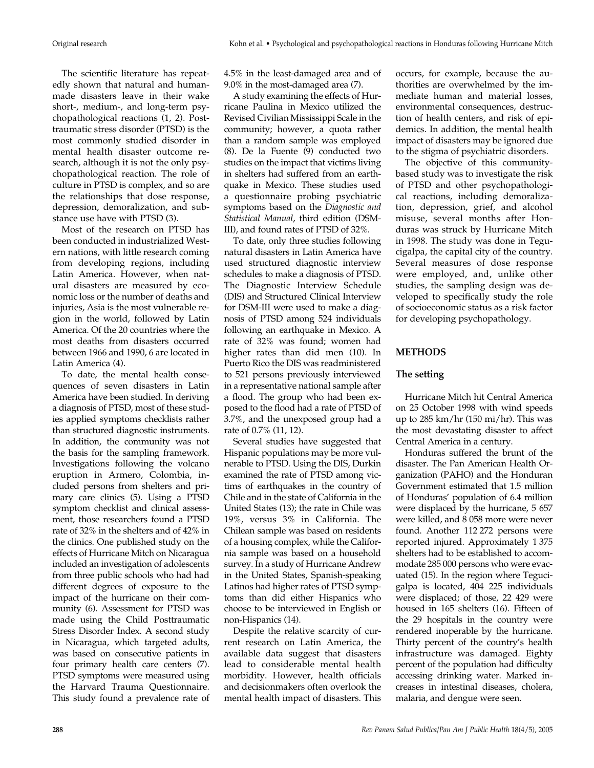The scientific literature has repeatedly shown that natural and human-made disasters leave in their wake short-, medium-, and long-term psychopathological reactions (1, 2). Posttraumatic stress disorder (PTSD) is the most commonly studied disorder in mental health disaster outcome research, although it is not the only psychopathological reaction. The role of culture in PTSD is complex, and so are the relationships that dose response, depression, demoralization, and substance use have with PTSD (3).

Most of the research on PTSD has been conducted in industrialized Western nations, with little research coming from developing regions, including Latin America. However, when natural disasters are measured by economic loss or the number of deaths and injuries, Asia is the most vulnerable region in the world, followed by Latin America. Of the 20 countries where the most deaths from disasters occurred between 1966 and 1990, 6 are located in Latin America (4).

To date, the mental health consequences of seven disasters in Latin America have been studied. In deriving a diagnosis of PTSD, most of these studies applied symptoms checklists rather than structured diagnostic instruments. In addition, the community was not the basis for the sampling framework. Investigations following the volcano eruption in Armero, Colombia, included persons from shelters and primary care clinics (5). Using a PTSD symptom checklist and clinical assessment, those researchers found a PTSD rate of 32% in the shelters and of 42% in the clinics. One published study on the effects of Hurricane Mitch on Nicaragua included an investigation of adolescents from three public schools who had had different degrees of exposure to the impact of the hurricane on their community (6). Assessment for PTSD was made using the Child Posttraumatic Stress Disorder Index. A second study in Nicaragua, which targeted adults, was based on consecutive patients in four primary health care centers (7). PTSD symptoms were measured using the Harvard Trauma Questionnaire. This study found a prevalence rate of 4.5% in the least-damaged area and of 9.0% in the most-damaged area (7).

A study examining the effects of Hurricane Paulina in Mexico utilized the Revised Civilian Mississippi Scale in the community; however, a quota rather than a random sample was employed (8). De la Fuente (9) conducted two studies on the impact that victims living in shelters had suffered from an earthquake in Mexico. These studies used a questionnaire probing psychiatric symptoms based on the *Diagnostic and Statistical Manual*, third edition (DSM-III), and found rates of PTSD of 32%.

To date, only three studies following natural disasters in Latin America have used structured diagnostic interview schedules to make a diagnosis of PTSD. The Diagnostic Interview Schedule (DIS) and Structured Clinical Interview for DSM-III were used to make a diagnosis of PTSD among 524 individuals following an earthquake in Mexico. A rate of 32% was found; women had higher rates than did men (10). In Puerto Rico the DIS was readministered to 521 persons previously interviewed in a representative national sample after a flood. The group who had been exposed to the flood had a rate of PTSD of 3.7%, and the unexposed group had a rate of 0.7% (11, 12).

Several studies have suggested that Hispanic populations may be more vulnerable to PTSD. Using the DIS, Durkin examined the rate of PTSD among victims of earthquakes in the country of Chile and in the state of California in the United States (13); the rate in Chile was 19%, versus 3% in California. The Chilean sample was based on residents of a housing complex, while the California sample was based on a household survey. In a study of Hurricane Andrew in the United States, Spanish-speaking Latinos had higher rates of PTSD symptoms than did either Hispanics who choose to be interviewed in English or non-Hispanics (14).

Despite the relative scarcity of current research on Latin America, the available data suggest that disasters lead to considerable mental health morbidity. However, health officials and decisionmakers often overlook the mental health impact of disasters. This occurs, for example, because the authorities are overwhelmed by the immediate human and material losses, environmental consequences, destruction of health centers, and risk of epidemics. In addition, the mental health impact of disasters may be ignored due to the stigma of psychiatric disorders.

The objective of this community-based study was to investigate the risk of PTSD and other psychopathological reactions, including demoralization, depression, grief, and alcohol misuse, several months after Honduras was struck by Hurricane Mitch in 1998. The study was done in Tegucigalpa, the capital city of the country. Several measures of dose response were employed, and, unlike other studies, the sampling design was developed to specifically study the role of socioeconomic status as a risk factor for developing psychopathology.

## METHODS

### The setting

Hurricane Mitch hit Central America on 25 October 1998 with wind speeds up to 285 km/hr (150 mi/hr). This was the most devastating disaster to affect Central America in a century.

Honduras suffered the brunt of the disaster. The Pan American Health Organization (PAHO) and the Honduran Government estimated that 1.5 million of Honduras' population of 6.4 million were displaced by the hurricane, 5 657 were killed, and 8 058 more were never found. Another 112 272 persons were reported injured. Approximately 1 375 shelters had to be established to accommodate 285 000 persons who were evacuated (15). In the region where Tegucigalpa is located, 404 225 individuals were displaced; of those, 22 429 were housed in 165 shelters (16). Fifteen of the 29 hospitals in the country were rendered inoperable by the hurricane. Thirty percent of the country's health infrastructure was damaged. Eighty percent of the population had difficulty accessing drinking water. Marked increases in intestinal diseases, cholera, malaria, and dengue were seen.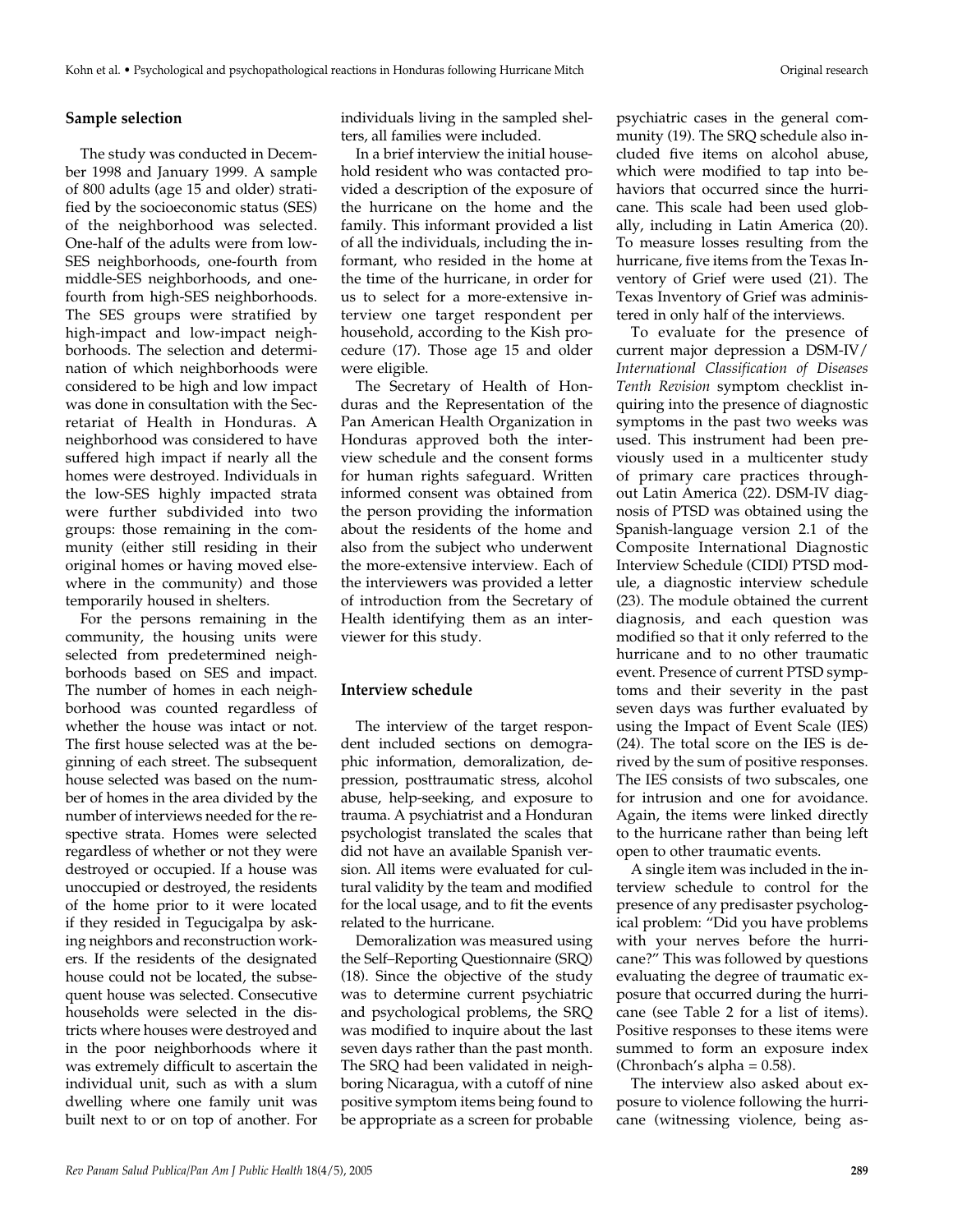## Sample selection

The study was conducted in December 1998 and January 1999. A sample of 800 adults (age 15 and older) stratified by the socioeconomic status (SES) of the neighborhood was selected. One-half of the adults were from low-SES neighborhoods, one-fourth from middle-SES neighborhoods, and one-fourth from high-SES neighborhoods. The SES groups were stratified by high-impact and low-impact neighborhoods. The selection and determination of which neighborhoods were considered to be high and low impact was done in consultation with the Secretariat of Health in Honduras. A neighborhood was considered to have suffered high impact if nearly all the homes were destroyed. Individuals in the low-SES highly impacted strata were further subdivided into two groups: those remaining in the community (either still residing in their original homes or having moved elsewhere in the community) and those temporarily housed in shelters.

For the persons remaining in the community, the housing units were selected from predetermined neighborhoods based on SES and impact. The number of homes in each neighborhood was counted regardless of whether the house was intact or not. The first house selected was at the beginning of each street. The subsequent house selected was based on the number of homes in the area divided by the number of interviews needed for the respective strata. Homes were selected regardless of whether or not they were destroyed or occupied. If a house was unoccupied or destroyed, the residents of the home prior to it were located if they resided in Tegucigalpa by asking neighbors and reconstruction workers. If the residents of the designated house could not be located, the subsequent house was selected. Consecutive households were selected in the districts where houses were destroyed and in the poor neighborhoods where it was extremely difficult to ascertain the individual unit, such as with a slum dwelling where one family unit was built next to or on top of another. For individuals living in the sampled shelters, all families were included.

In a brief interview the initial household resident who was contacted provided a description of the exposure of the hurricane on the home and the family. This informant provided a list of all the individuals, including the informant, who resided in the home at the time of the hurricane, in order for us to select for a more-extensive interview one target respondent per household, according to the Kish procedure (17). Those age 15 and older were eligible.

The Secretary of Health of Honduras and the Representation of the Pan American Health Organization in Honduras approved both the interview schedule and the consent forms for human rights safeguard. Written informed consent was obtained from the person providing the information about the residents of the home and also from the subject who underwent the more-extensive interview. Each of the interviewers was provided a letter of introduction from the Secretary of Health identifying them as an interviewer for this study.

## Interview schedule

The interview of the target respondent included sections on demographic information, demoralization, depression, posttraumatic stress, alcohol abuse, help-seeking, and exposure to trauma. A psychiatrist and a Honduran psychologist translated the scales that did not have an available Spanish version. All items were evaluated for cultural validity by the team and modified for the local usage, and to fit the events related to the hurricane.

Demoralization was measured using the Self–Reporting Questionnaire (SRQ) (18). Since the objective of the study was to determine current psychiatric and psychological problems, the SRQ was modified to inquire about the last seven days rather than the past month. The SRQ had been validated in neighboring Nicaragua, with a cutoff of nine positive symptom items being found to be appropriate as a screen for probable psychiatric cases in the general community (19). The SRQ schedule also included five items on alcohol abuse, which were modified to tap into behaviors that occurred since the hurricane. This scale had been used globally, including in Latin America (20). To measure losses resulting from the hurricane, five items from the Texas Inventory of Grief were used (21). The Texas Inventory of Grief was administered in only half of the interviews.

To evaluate for the presence of current major depression a DSM-IV/*International Classification of Diseases Tenth Revision* symptom checklist inquiring into the presence of diagnostic symptoms in the past two weeks was used. This instrument had been previously used in a multicenter study of primary care practices throughout Latin America (22). DSM-IV diagnosis of PTSD was obtained using the Spanish-language version 2.1 of the Composite International Diagnostic Interview Schedule (CIDI) PTSD module, a diagnostic interview schedule (23). The module obtained the current diagnosis, and each question was modified so that it only referred to the hurricane and to no other traumatic event. Presence of current PTSD symptoms and their severity in the past seven days was further evaluated by using the Impact of Event Scale (IES) (24). The total score on the IES is derived by the sum of positive responses. The IES consists of two subscales, one for intrusion and one for avoidance. Again, the items were linked directly to the hurricane rather than being left open to other traumatic events.

A single item was included in the interview schedule to control for the presence of any predisaster psychological problem: "Did you have problems with your nerves before the hurricane?" This was followed by questions evaluating the degree of traumatic exposure that occurred during the hurricane (see Table 2 for a list of items). Positive responses to these items were summed to form an exposure index (Chronbach's alpha = 0.58).

The interview also asked about exposure to violence following the hurricane (witnessing violence, being as-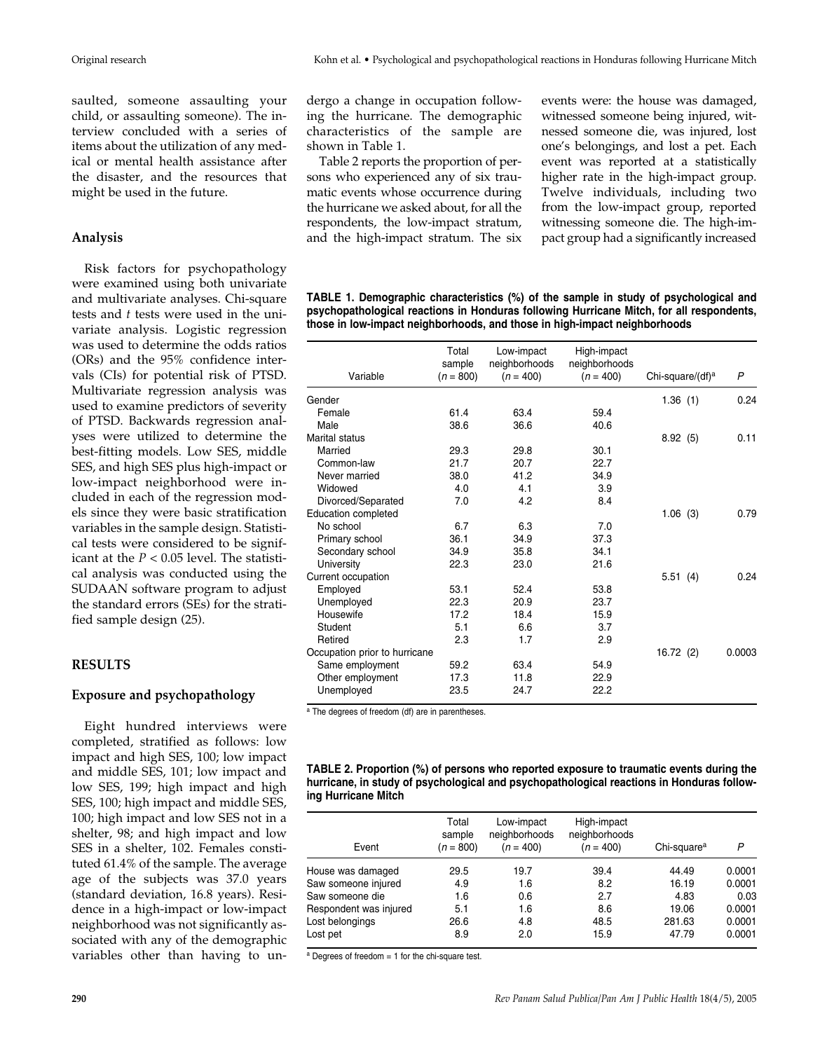saulted, someone assaulting your child, or assaulting someone). The interview concluded with a series of items about the utilization of any medical or mental health assistance after the disaster, and the resources that might be used in the future.

### Analysis

Risk factors for psychopathology were examined using both univariate and multivariate analyses. Chi-square tests and *t* tests were used in the univariate analysis. Logistic regression was used to determine the odds ratios (ORs) and the 95% confidence intervals (CIs) for potential risk of PTSD. Multivariate regression analysis was used to examine predictors of severity of PTSD. Backwards regression analyses were utilized to determine the best-fitting models. Low SES, middle SES, and high SES plus high-impact or low-impact neighborhood were included in each of the regression models since they were basic stratification variables in the sample design. Statistical tests were considered to be significant at the $P < 0.05$ level. The statistical analysis was conducted using the SUDAAN software program to adjust the standard errors (SEs) for the stratified sample design (25).

## RESULTS

### Exposure and psychopathology

Eight hundred interviews were completed, stratified as follows: low impact and high SES, 100; low impact and middle SES, 101; low impact and low SES, 199; high impact and high SES, 100; high impact and middle SES, 100; high impact and low SES not in a shelter, 98; and high impact and low SES in a shelter, 102. Females constituted 61.4% of the sample. The average age of the subjects was 37.0 years (standard deviation, 16.8 years). Residence in a high-impact or low-impact neighborhood was not significantly associated with any of the demographic variables other than having to undergo a change in occupation following the hurricane. The demographic characteristics of the sample are shown in Table 1.

Table 2 reports the proportion of persons who experienced any of six traumatic events whose occurrence during the hurricane we asked about, for all the respondents, the low-impact stratum, and the high-impact stratum. The six events were: the house was damaged, witnessed someone being injured, witnessed someone die, was injured, lost one's belongings, and lost a pet. Each event was reported at a statistically higher rate in the high-impact group. Twelve individuals, including two from the low-impact group, reported witnessing someone die. The high-impact group had a significantly increased

**TABLE 1. Demographic characteristics (%) of the sample in study of psychological and psychopathological reactions in Honduras following Hurricane Mitch, for all respondents, those in low-impact neighborhoods, and those in high-impact neighborhoods**

| Variable | Total sample ($n$ = 800) | Low-impact neighborhoods ($n$ = 400) | High-impact neighborhoods ($n$ = 400) | Chi-square/(df)[a] | $P$ |
|---|---|---|---|---|---|
| Gender | | | | 1.36 (1) | 0.24 |
| Female | 61.4 | 63.4 | 59.4 | | |
| Male | 38.6 | 36.6 | 40.6 | | |
| Marital status | | | | 8.92 (5) | 0.11 |
| Married | 29.3 | 29.8 | 30.1 | | |
| Common-law | 21.7 | 20.7 | 22.7 | | |
| Never married | 38.0 | 41.2 | 34.9 | | |
| Widowed | 4.0 | 4.1 | 3.9 | | |
| Divorced/Separated | 7.0 | 4.2 | 8.4 | | |
| Education completed | | | | 1.06 (3) | 0.79 |
| No school | 6.7 | 6.3 | 7.0 | | |
| Primary school | 36.1 | 34.9 | 37.3 | | |
| Secondary school | 34.9 | 35.8 | 34.1 | | |
| University | 22.3 | 23.0 | 21.6 | | |
| Current occupation | | | | 5.51 (4) | 0.24 |
| Employed | 53.1 | 52.4 | 53.8 | | |
| Unemployed | 22.3 | 20.9 | 23.7 | | |
| Housewife | 17.2 | 18.4 | 15.9 | | |
| Student | 5.1 | 6.6 | 3.7 | | |
| Retired | 2.3 | 1.7 | 2.9 | | |
| Occupation prior to hurricane | | | | 16.72 (2) | 0.0003 |
| Same employment | 59.2 | 63.4 | 54.9 | | |
| Other employment | 17.3 | 11.8 | 22.9 | | |
| Unemployed | 23.5 | 24.7 | 22.2 | | |

[a] The degrees of freedom (df) are in parentheses.

**TABLE 2. Proportion (%) of persons who reported exposure to traumatic events during the hurricane, in study of psychological and psychopathological reactions in Honduras following Hurricane Mitch**

| Event | Total sample ($n$ = 800) | Low-impact neighborhoods ($n$ = 400) | High-impact neighborhoods ($n$ = 400) | Chi-square[a] | $P$ |
|---|---|---|---|---|---|
| House was damaged | 29.5 | 19.7 | 39.4 | 44.49 | 0.0001 |
| Saw someone injured | 4.9 | 1.6 | 8.2 | 16.19 | 0.0001 |
| Saw someone die | 1.6 | 0.6 | 2.7 | 4.83 | 0.03 |
| Respondent was injured | 5.1 | 1.6 | 8.6 | 19.06 | 0.0001 |
| Lost belongings | 26.6 | 4.8 | 48.5 | 281.63 | 0.0001 |
| Lost pet | 8.9 | 2.0 | 15.9 | 47.79 | 0.0001 |

[a] Degrees of freedom = 1 for the chi-square test.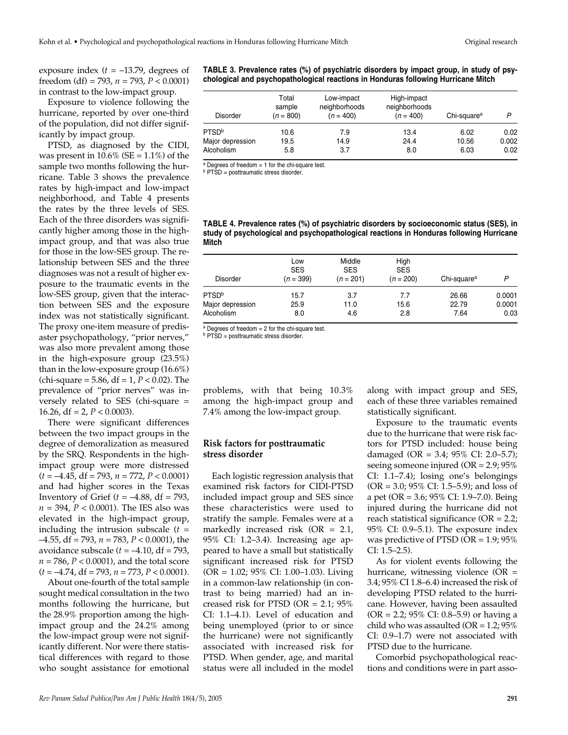exposure index ($t = -13.79$, degrees of freedom (df) = 793, $n = 793$, $P < 0.0001$) in contrast to the low-impact group.

Exposure to violence following the hurricane, reported by over one-third of the population, did not differ significantly by impact group.

PTSD, as diagnosed by the CIDI, was present in 10.6% (SE = 1.1%) of the sample two months following the hurricane. Table 3 shows the prevalence rates by high-impact and low-impact neighborhood, and Table 4 presents the rates by the three levels of SES. Each of the three disorders was significantly higher among those in the high-impact group, and that was also true for those in the low-SES group. The relationship between SES and the three diagnoses was not a result of higher exposure to the traumatic events in the low-SES group, given that the interaction between SES and the exposure index was not statistically significant. The proxy one-item measure of predisaster psychopathology, "prior nerves," was also more prevalent among those in the high-exposure group (23.5%) than in the low-exposure group (16.6%) (chi-square = 5.86, df = 1, $P < 0.02$). The prevalence of "prior nerves" was inversely related to SES (chi-square = 16.26, df = 2, $P < 0.0003$).

There were significant differences between the two impact groups in the degree of demoralization as measured by the SRQ. Respondents in the high-impact group were more distressed ($t = -4.45$, df = 793, $n = 772$, $P < 0.0001$) and had higher scores in the Texas Inventory of Grief ($t = -4.88$, df = 793, $n = 394$, $P < 0.0001$). The IES also was elevated in the high-impact group, including the intrusion subscale ($t = -4.55$, df = 793, $n = 783$, $P < 0.0001$), the avoidance subscale ($t = -4.10$, df = 793, $n = 786$, $P < 0.0001$), and the total score ($t = -4.74$, df = 793, $n = 773$, $P < 0.0001$).

About one-fourth of the total sample sought medical consultation in the two months following the hurricane, but the 28.9% proportion among the high-impact group and the 24.2% among the low-impact group were not significantly different. Nor were there statistical differences with regard to those who sought assistance for emotional problems, with that being 10.3% among the high-impact group and 7.4% among the low-impact group.

**TABLE 3. Prevalence rates (%) of psychiatric disorders by impact group, in study of psychological and psychopathological reactions in Honduras following Hurricane Mitch**

| Disorder | Total sample ($n = 800$) | Low-impact neighborhoods ($n = 400$) | High-impact neighborhoods ($n = 400$) | Chi-square[a] | $P$ |
|---|---|---|---|---|---|
| PTSD[b] | 10.6 | 7.9 | 13.4 | 6.02 | 0.02 |
| Major depression | 19.5 | 14.9 | 24.4 | 10.56 | 0.002 |
| Alcoholism | 5.8 | 3.7 | 8.0 | 6.03 | 0.02 |

[a] Degrees of freedom = 1 for the chi-square test.
[b] PTSD = posttraumatic stress disorder.

**TABLE 4. Prevalence rates (%) of psychiatric disorders by socioeconomic status (SES), in study of psychological and psychopathological reactions in Honduras following Hurricane Mitch**

| Disorder | Low SES ($n = 399$) | Middle SES ($n = 201$) | High SES ($n = 200$) | Chi-square[a] | $P$ |
|---|---|---|---|---|---|
| PTSD[b] | 15.7 | 3.7 | 7.7 | 26.66 | 0.0001 |
| Major depression | 25.9 | 11.0 | 15.6 | 22.79 | 0.0001 |
| Alcoholism | 8.0 | 4.6 | 2.8 | 7.64 | 0.03 |

[a] Degrees of freedom = 2 for the chi-square test.
[b] PTSD = posttraumatic stress disorder.

### Risk factors for posttraumatic stress disorder

Each logistic regression analysis that examined risk factors for CIDI-PTSD included impact group and SES since these characteristics were used to stratify the sample. Females were at a markedly increased risk (OR = 2.1, 95% CI: 1.2–3.4). Increasing age appeared to have a small but statistically significant increased risk for PTSD (OR = 1.02; 95% CI: 1.00–1.03). Living in a common-law relationship (in contrast to being married) had an increased risk for PTSD (OR = 2.1; 95% CI: 1.1–4.1). Level of education and being unemployed (prior to or since the hurricane) were not significantly associated with increased risk for PTSD. When gender, age, and marital status were all included in the model along with impact group and SES, each of these three variables remained statistically significant.

Exposure to the traumatic events due to the hurricane that were risk factors for PTSD included: house being damaged (OR = 3.4; 95% CI: 2.0–5.7); seeing someone injured (OR = 2.9; 95% CI: 1.1–7.4); losing one's belongings (OR = 3.0; 95% CI: 1.5–5.9); and loss of a pet (OR = 3.6; 95% CI: 1.9–7.0). Being injured during the hurricane did not reach statistical significance (OR = 2.2; 95% CI: 0.9–5.1). The exposure index was predictive of PTSD (OR = 1.9; 95% CI: 1.5–2.5).

As for violent events following the hurricane, witnessing violence (OR = 3.4; 95% CI 1.8–6.4) increased the risk of developing PTSD related to the hurricane. However, having been assaulted (OR = 2.2; 95% CI: 0.8–5.9) or having a child who was assaulted (OR = 1.2; 95% CI: 0.9–1.7) were not associated with PTSD due to the hurricane.

Comorbid psychopathological reactions and conditions were in part asso-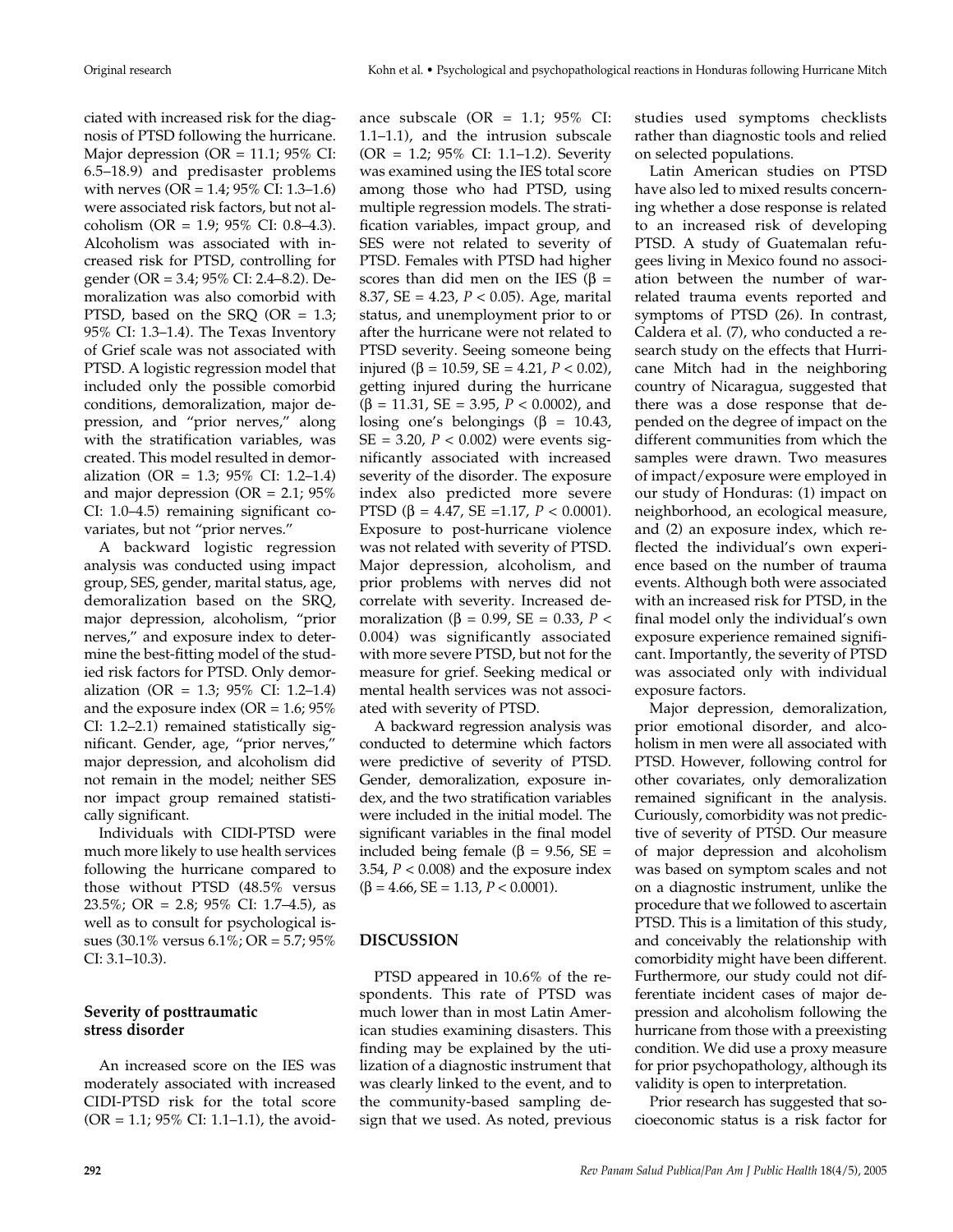ciated with increased risk for the diagnosis of PTSD following the hurricane. Major depression (OR = 11.1; 95% CI: 6.5–18.9) and predisaster problems with nerves (OR = 1.4; 95% CI: 1.3–1.6) were associated risk factors, but not alcoholism (OR = 1.9; 95% CI: 0.8–4.3). Alcoholism was associated with increased risk for PTSD, controlling for gender (OR = 3.4; 95% CI: 2.4–8.2). Demoralization was also comorbid with PTSD, based on the SRQ (OR = 1.3; 95% CI: 1.3–1.4). The Texas Inventory of Grief scale was not associated with PTSD. A logistic regression model that included only the possible comorbid conditions, demoralization, major depression, and "prior nerves," along with the stratification variables, was created. This model resulted in demoralization (OR = 1.3; 95% CI: 1.2–1.4) and major depression (OR = 2.1; 95% CI: 1.0–4.5) remaining significant covariates, but not "prior nerves."

A backward logistic regression analysis was conducted using impact group, SES, gender, marital status, age, demoralization based on the SRQ, major depression, alcoholism, "prior nerves," and exposure index to determine the best-fitting model of the studied risk factors for PTSD. Only demoralization (OR = 1.3; 95% CI: 1.2–1.4) and the exposure index (OR = 1.6; 95% CI: 1.2–2.1) remained statistically significant. Gender, age, "prior nerves," major depression, and alcoholism did not remain in the model; neither SES nor impact group remained statistically significant.

Individuals with CIDI-PTSD were much more likely to use health services following the hurricane compared to those without PTSD (48.5% versus 23.5%; OR = 2.8; 95% CI: 1.7–4.5), as well as to consult for psychological issues (30.1% versus 6.1%; OR = 5.7; 95% CI: 3.1–10.3).

### Severity of posttraumatic stress disorder

An increased score on the IES was moderately associated with increased CIDI-PTSD risk for the total score (OR = 1.1; 95% CI: 1.1–1.1), the avoidance subscale (OR = 1.1; 95% CI: 1.1–1.1), and the intrusion subscale (OR = 1.2; 95% CI: 1.1–1.2). Severity was examined using the IES total score among those who had PTSD, using multiple regression models. The stratification variables, impact group, and SES were not related to severity of PTSD. Females with PTSD had higher scores than did men on the IES ($\beta$ = 8.37, SE = 4.23, $P < 0.05$). Age, marital status, and unemployment prior to or after the hurricane were not related to PTSD severity. Seeing someone being injured ($\beta$ = 10.59, SE = 4.21, $P < 0.02$), getting injured during the hurricane ($\beta$ = 11.31, SE = 3.95, $P < 0.0002$), and losing one's belongings ($\beta$ = 10.43, SE = 3.20, $P < 0.002$) were events significantly associated with increased severity of the disorder. The exposure index also predicted more severe PTSD ($\beta$ = 4.47, SE =1.17, $P < 0.0001$). Exposure to post-hurricane violence was not related with severity of PTSD. Major depression, alcoholism, and prior problems with nerves did not correlate with severity. Increased demoralization ($\beta$ = 0.99, SE = 0.33, $P < 0.004$) was significantly associated with more severe PTSD, but not for the measure for grief. Seeking medical or mental health services was not associated with severity of PTSD.

A backward regression analysis was conducted to determine which factors were predictive of severity of PTSD. Gender, demoralization, exposure index, and the two stratification variables were included in the initial model. The significant variables in the final model included being female ($\beta$ = 9.56, SE = 3.54, $P < 0.008$) and the exposure index ($\beta$ = 4.66, SE = 1.13, $P < 0.0001$).

## DISCUSSION

PTSD appeared in 10.6% of the respondents. This rate of PTSD was much lower than in most Latin American studies examining disasters. This finding may be explained by the utilization of a diagnostic instrument that was clearly linked to the event, and to the community-based sampling design that we used. As noted, previous studies used symptoms checklists rather than diagnostic tools and relied on selected populations.

Latin American studies on PTSD have also led to mixed results concerning whether a dose response is related to an increased risk of developing PTSD. A study of Guatemalan refugees living in Mexico found no association between the number of war-related trauma events reported and symptoms of PTSD (26). In contrast, Caldera et al. (7), who conducted a research study on the effects that Hurricane Mitch had in the neighboring country of Nicaragua, suggested that there was a dose response that depended on the degree of impact on the different communities from which the samples were drawn. Two measures of impact/exposure were employed in our study of Honduras: (1) impact on neighborhood, an ecological measure, and (2) an exposure index, which reflected the individual's own experience based on the number of trauma events. Although both were associated with an increased risk for PTSD, in the final model only the individual's own exposure experience remained significant. Importantly, the severity of PTSD was associated only with individual exposure factors.

Major depression, demoralization, prior emotional disorder, and alcoholism in men were all associated with PTSD. However, following control for other covariates, only demoralization remained significant in the analysis. Curiously, comorbidity was not predictive of severity of PTSD. Our measure of major depression and alcoholism was based on symptom scales and not on a diagnostic instrument, unlike the procedure that we followed to ascertain PTSD. This is a limitation of this study, and conceivably the relationship with comorbidity might have been different. Furthermore, our study could not differentiate incident cases of major depression and alcoholism following the hurricane from those with a preexisting condition. We did use a proxy measure for prior psychopathology, although its validity is open to interpretation.

Prior research has suggested that socioeconomic status is a risk factor for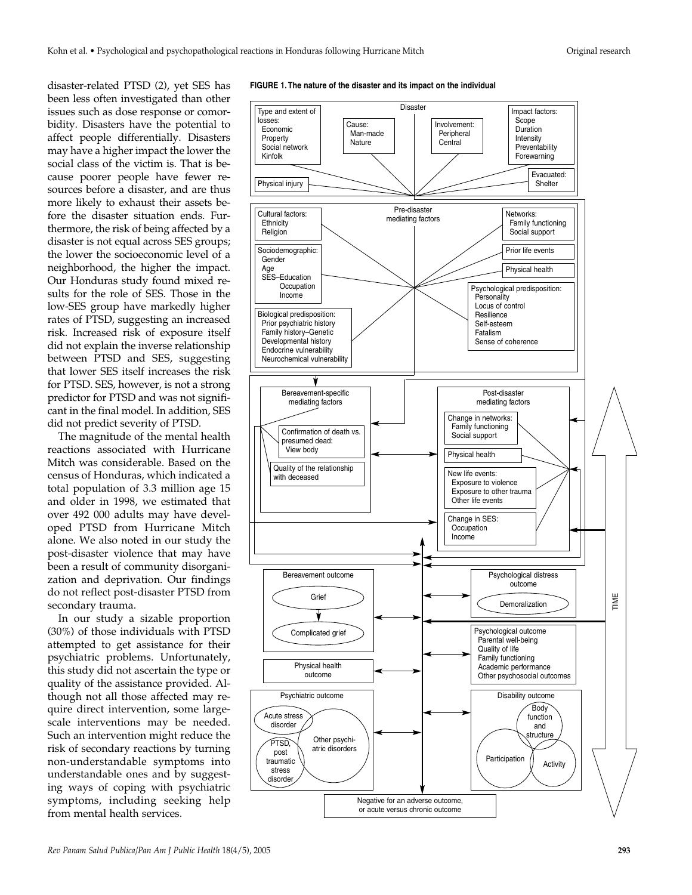disaster-related PTSD (2), yet SES has been less often investigated than other issues such as dose response or comorbidity. Disasters have the potential to affect people differentially. Disasters may have a higher impact the lower the social class of the victim is. That is because poorer people have fewer resources before a disaster, and are thus more likely to exhaust their assets before the disaster situation ends. Furthermore, the risk of being affected by a disaster is not equal across SES groups; the lower the socioeconomic level of a neighborhood, the higher the impact. Our Honduras study found mixed results for the role of SES. Those in the low-SES group have markedly higher rates of PTSD, suggesting an increased risk. Increased risk of exposure itself did not explain the inverse relationship between PTSD and SES, suggesting that lower SES itself increases the risk for PTSD. SES, however, is not a strong predictor for PTSD and was not significant in the final model. In addition, SES did not predict severity of PTSD.

The magnitude of the mental health reactions associated with Hurricane Mitch was considerable. Based on the census of Honduras, which indicated a total population of 3.3 million age 15 and older in 1998, we estimated that over 492 000 adults may have developed PTSD from Hurricane Mitch alone. We also noted in our study the post-disaster violence that may have been a result of community disorganization and deprivation. Our findings do not reflect post-disaster PTSD from secondary trauma.

In our study a sizable proportion (30%) of those individuals with PTSD attempted to get assistance for their psychiatric problems. Unfortunately, this study did not ascertain the type or quality of the assistance provided. Although not all those affected may require direct intervention, some large-scale interventions may be needed. Such an intervention might reduce the risk of secondary reactions by turning non-understandable symptoms into understandable ones and by suggesting ways of coping with psychiatric symptoms, including seeking help from mental health services.

**FIGURE 1. The nature of the disaster and its impact on the individual**

Disaster
- Type and extent of losses: Economic, Property, Social network, Kinfolk
- Cause: Man-made, Nature
- Involvement: Peripheral, Central
- Impact factors: Scope, Duration, Intensity, Preventability, Forewarning
- Physical injury
- Evacuated: Shelter

Pre-disaster mediating factors
- Cultural factors: Ethnicity, Religion
- Sociodemographic: Gender, Age, SES–Education, Occupation, Income
- Biological predisposition: Prior psychiatric history, Family history–Genetic, Developmental history, Endocrine vulnerability, Neurochemical vulnerability
- Networks: Family functioning, Social support
- Prior life events
- Physical health
- Psychological predisposition: Personality, Locus of control, Resilience, Self-esteem, Fatalism, Sense of coherence

Bereavement-specific mediating factors
- Confirmation of death vs. presumed dead: View body
- Quality of the relationship with deceased

Post-disaster mediating factors
- Change in networks: Family functioning, Social support
- Physical health
- New life events: Exposure to violence, Exposure to other trauma, Other life events
- Change in SES: Occupation, Income

Outcomes
- Bereavement outcome: Grief, Complicated grief
- Psychological distress outcome: Demoralization
- Physical health outcome
- Psychological outcome: Parental well-being, Quality of life, Family functioning, Academic performance, Other psychosocial outcomes
- Psychiatric outcome: Acute stress disorder, PTSD, post traumatic stress disorder, Other psychiatric disorders
- Disability outcome: Body function and structure, Participation, Activity

Negative for an adverse outcome, or acute versus chronic outcome

TIME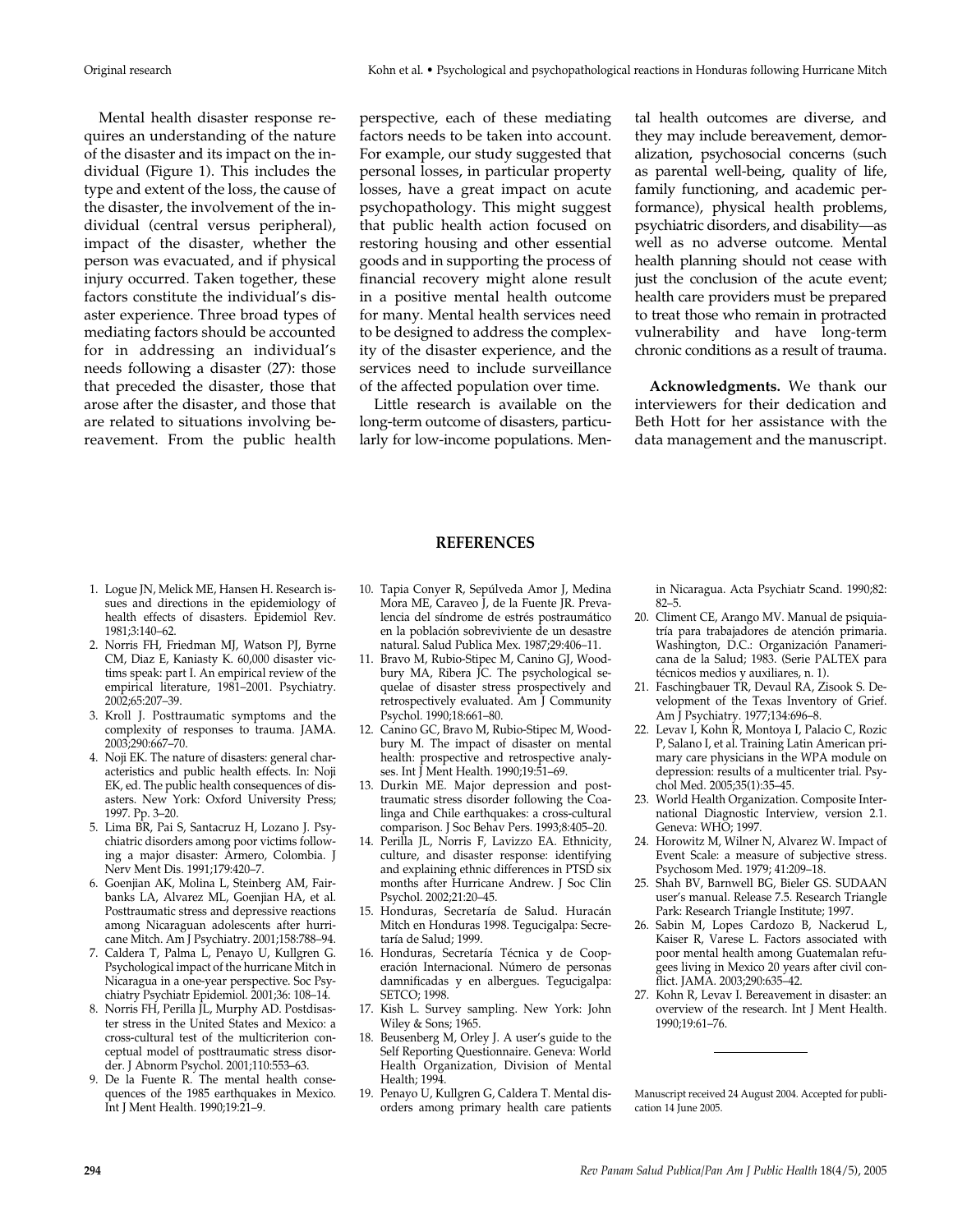Mental health disaster response requires an understanding of the nature of the disaster and its impact on the individual (Figure 1). This includes the type and extent of the loss, the cause of the disaster, the involvement of the individual (central versus peripheral), impact of the disaster, whether the person was evacuated, and if physical injury occurred. Taken together, these factors constitute the individual's disaster experience. Three broad types of mediating factors should be accounted for in addressing an individual's needs following a disaster (27): those that preceded the disaster, those that arose after the disaster, and those that are related to situations involving bereavement. From the public health perspective, each of these mediating factors needs to be taken into account. For example, our study suggested that personal losses, in particular property losses, have a great impact on acute psychopathology. This might suggest that public health action focused on restoring housing and other essential goods and in supporting the process of financial recovery might alone result in a positive mental health outcome for many. Mental health services need to be designed to address the complexity of the disaster experience, and the services need to include surveillance of the affected population over time.

Little research is available on the long-term outcome of disasters, particularly for low-income populations. Mental health outcomes are diverse, and they may include bereavement, demoralization, psychosocial concerns (such as parental well-being, quality of life, family functioning, and academic performance), physical health problems, psychiatric disorders, and disability—as well as no adverse outcome. Mental health planning should not cease with just the conclusion of the acute event; health care providers must be prepared to treat those who remain in protracted vulnerability and have long-term chronic conditions as a result of trauma.

**Acknowledgments.** We thank our interviewers for their dedication and Beth Hott for her assistance with the data management and the manuscript.

## REFERENCES

1. Logue JN, Melick ME, Hansen H. Research issues and directions in the epidemiology of health effects of disasters. Epidemiol Rev. 1981;3:140–62.
2. Norris FH, Friedman MJ, Watson PJ, Byrne CM, Diaz E, Kaniasty K. 60,000 disaster victims speak: part I. An empirical review of the empirical literature, 1981–2001. Psychiatry. 2002;65:207–39.
3. Kroll J. Posttraumatic symptoms and the complexity of responses to trauma. JAMA. 2003;290:667–70.
4. Noji EK. The nature of disasters: general characteristics and public health effects. In: Noji EK, ed. The public health consequences of disasters. New York: Oxford University Press; 1997. Pp. 3–20.
5. Lima BR, Pai S, Santacruz H, Lozano J. Psychiatric disorders among poor victims following a major disaster: Armero, Colombia. J Nerv Ment Dis. 1991;179:420–7.
6. Goenjian AK, Molina L, Steinberg AM, Fairbanks LA, Alvarez ML, Goenjian HA, et al. Posttraumatic stress and depressive reactions among Nicaraguan adolescents after hurricane Mitch. Am J Psychiatry. 2001;158:788–94.
7. Caldera T, Palma L, Penayo U, Kullgren G. Psychological impact of the hurricane Mitch in Nicaragua in a one-year perspective. Soc Psychiatry Psychiatr Epidemiol. 2001;36: 108–14.
8. Norris FH, Perilla JL, Murphy AD. Postdisaster stress in the United States and Mexico: a cross-cultural test of the multicriterion conceptual model of posttraumatic stress disorder. J Abnorm Psychol. 2001;110:553–63.
9. De la Fuente R. The mental health consequences of the 1985 earthquakes in Mexico. Int J Ment Health. 1990;19:21–9.
10. Tapia Conyer R, Sepúlveda Amor J, Medina Mora ME, Caraveo J, de la Fuente JR. Prevalencia del síndrome de estrés postraumático en la población sobreviviente de un desastre natural. Salud Publica Mex. 1987;29:406–11.
11. Bravo M, Rubio-Stipec M, Canino GJ, Woodbury MA, Ribera JC. The psychological sequelae of disaster stress prospectively and retrospectively evaluated. Am J Community Psychol. 1990;18:661–80.
12. Canino GC, Bravo M, Rubio-Stipec M, Woodbury M. The impact of disaster on mental health: prospective and retrospective analyses. Int J Ment Health. 1990;19:51–69.
13. Durkin ME. Major depression and posttraumatic stress disorder following the Coalinga and Chile earthquakes: a cross-cultural comparison. J Soc Behav Pers. 1993;8:405–20.
14. Perilla JL, Norris F, Lavizzo EA. Ethnicity, culture, and disaster response: identifying and explaining ethnic differences in PTSD six months after Hurricane Andrew. J Soc Clin Psychol. 2002;21:20–45.
15. Honduras, Secretaría de Salud. Huracán Mitch en Honduras 1998. Tegucigalpa: Secretaría de Salud; 1999.
16. Honduras, Secretaría Técnica y de Cooperación Internacional. Número de personas damnificadas y en albergues. Tegucigalpa: SETCO; 1998.
17. Kish L. Survey sampling. New York: John Wiley & Sons; 1965.
18. Beusenberg M, Orley J. A user's guide to the Self Reporting Questionnaire. Geneva: World Health Organization, Division of Mental Health; 1994.
19. Penayo U, Kullgren G, Caldera T. Mental disorders among primary health care patients in Nicaragua. Acta Psychiatr Scand. 1990;82: 82–5.
20. Climent CE, Arango MV. Manual de psiquiatría para trabajadores de atención primaria. Washington, D.C.: Organización Panamericana de la Salud; 1983. (Serie PALTEX para técnicos medios y auxiliares, n. 1).
21. Faschingbauer TR, Devaul RA, Zisook S. Development of the Texas Inventory of Grief. Am J Psychiatry. 1977;134:696–8.
22. Levav I, Kohn R, Montoya I, Palacio C, Rozic P, Salano I, et al. Training Latin American primary care physicians in the WPA module on depression: results of a multicenter trial. Psychol Med. 2005;35(1):35–45.
23. World Health Organization. Composite International Diagnostic Interview, version 2.1. Geneva: WHO; 1997.
24. Horowitz M, Wilner N, Alvarez W. Impact of Event Scale: a measure of subjective stress. Psychosom Med. 1979; 41:209–18.
25. Shah BV, Barnwell BG, Bieler GS. SUDAAN user's manual. Release 7.5. Research Triangle Park: Research Triangle Institute; 1997.
26. Sabin M, Lopes Cardozo B, Nackerud L, Kaiser R, Varese L. Factors associated with poor mental health among Guatemalan refugees living in Mexico 20 years after civil conflict. JAMA. 2003;290:635–42.
27. Kohn R, Levav I. Bereavement in disaster: an overview of the research. Int J Ment Health. 1990;19:61–76.

Manuscript received 24 August 2004. Accepted for publication 14 June 2005.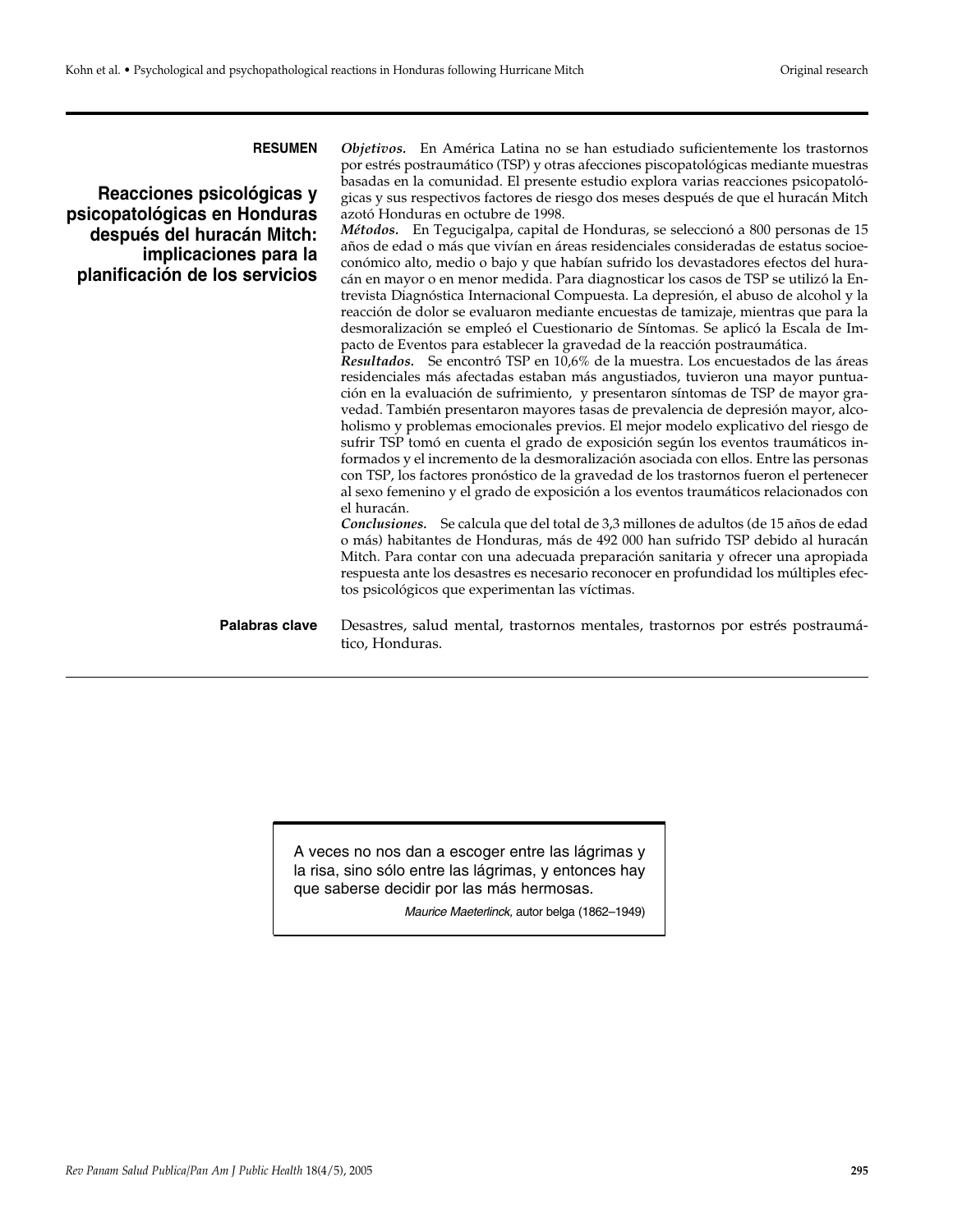**RESUMEN**

## Reacciones psicológicas y psicopatológicas en Honduras después del huracán Mitch: implicaciones para la planificación de los servicios

*Objetivos.* En América Latina no se han estudiado suficientemente los trastornos por estrés postraumático (TSP) y otras afecciones piscopatológicas mediante muestras basadas en la comunidad. El presente estudio explora varias reacciones psicopatológicas y sus respectivos factores de riesgo dos meses después de que el huracán Mitch azotó Honduras en octubre de 1998.

*Métodos.* En Tegucigalpa, capital de Honduras, se seleccionó a 800 personas de 15 años de edad o más que vivían en áreas residenciales consideradas de estatus socioeconómico alto, medio o bajo y que habían sufrido los devastadores efectos del huracán en mayor o en menor medida. Para diagnosticar los casos de TSP se utilizó la Entrevista Diagnóstica Internacional Compuesta. La depresión, el abuso de alcohol y la reacción de dolor se evaluaron mediante encuestas de tamizaje, mientras que para la desmoralización se empleó el Cuestionario de Síntomas. Se aplicó la Escala de Impacto de Eventos para establecer la gravedad de la reacción postraumática.

*Resultados.* Se encontró TSP en 10,6% de la muestra. Los encuestados de las áreas residenciales más afectadas estaban más angustiados, tuvieron una mayor puntuación en la evaluación de sufrimiento, y presentaron síntomas de TSP de mayor gravedad. También presentaron mayores tasas de prevalencia de depresión mayor, alcoholismo y problemas emocionales previos. El mejor modelo explicativo del riesgo de sufrir TSP tomó en cuenta el grado de exposición según los eventos traumáticos informados y el incremento de la desmoralización asociada con ellos. Entre las personas con TSP, los factores pronóstico de la gravedad de los trastornos fueron el pertenecer al sexo femenino y el grado de exposición a los eventos traumáticos relacionados con el huracán.

*Conclusiones.* Se calcula que del total de 3,3 millones de adultos (de 15 años de edad o más) habitantes de Honduras, más de 492 000 han sufrido TSP debido al huracán Mitch. Para contar con una adecuada preparación sanitaria y ofrecer una apropiada respuesta ante los desastres es necesario reconocer en profundidad los múltiples efectos psicológicos que experimentan las víctimas.

**Palabras clave** Desastres, salud mental, trastornos mentales, trastornos por estrés postraumático, Honduras.

---

A veces no nos dan a escoger entre las lágrimas y la risa, sino sólo entre las lágrimas, y entonces hay que saberse decidir por las más hermosas.

*Maurice Maeterlinck*, autor belga (1862–1949)